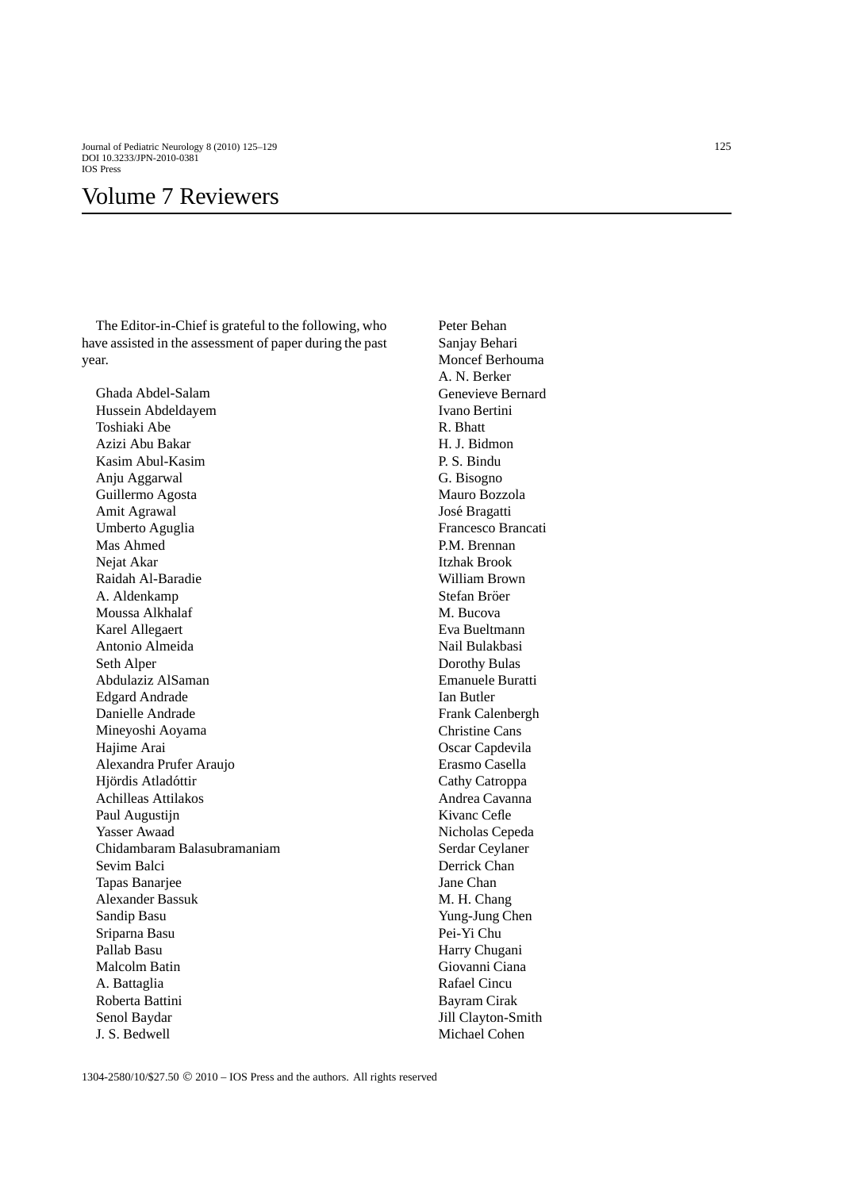# Volume 7 Reviewers

The Editor-in-Chief is grateful to the following, who have assisted in the assessment of paper during the past year.

Ghada Abdel-Salam
Hussein Abdeldayem
Toshiaki Abe
Azizi Abu Bakar
Kasim Abul-Kasim
Anju Aggarwal
Guillermo Agosta
Amit Agrawal
Umberto Aguglia
Mas Ahmed
Nejat Akar
Raidah Al-Baradie
A. Aldenkamp
Moussa Alkhalaf
Karel Allegaert
Antonio Almeida
Seth Alper
Abdulaziz AlSaman
Edgard Andrade
Danielle Andrade
Mineyoshi Aoyama
Hajime Arai
Alexandra Prufer Araujo
Hjördis Atladóttir
Achilleas Attilakos
Paul Augustijn
Yasser Awaad
Chidambaram Balasubramaniam
Sevim Balci
Tapas Banarjee
Alexander Bassuk
Sandip Basu
Sriparna Basu
Pallab Basu
Malcolm Batin
A. Battaglia
Roberta Battini
Senol Baydar
J. S. Bedwell
Peter Behan
Sanjay Behari
Moncef Berhouma
A. N. Berker
Genevieve Bernard
Ivano Bertini
R. Bhatt
H. J. Bidmon
P. S. Bindu
G. Bisogno
Mauro Bozzola
José Bragatti
Francesco Brancati
P.M. Brennan
Itzhak Brook
William Brown
Stefan Bröer
M. Bucova
Eva Bueltmann
Nail Bulakbasi
Dorothy Bulas
Emanuele Buratti
Ian Butler
Frank Calenbergh
Christine Cans
Oscar Capdevila
Erasmo Casella
Cathy Catroppa
Andrea Cavanna
Kivanc Cefle
Nicholas Cepeda
Serdar Ceylaner
Derrick Chan
Jane Chan
M. H. Chang
Yung-Jung Chen
Pei-Yi Chu
Harry Chugani
Giovanni Ciana
Rafael Cincu
Bayram Cirak
Jill Clayton-Smith
Michael Cohen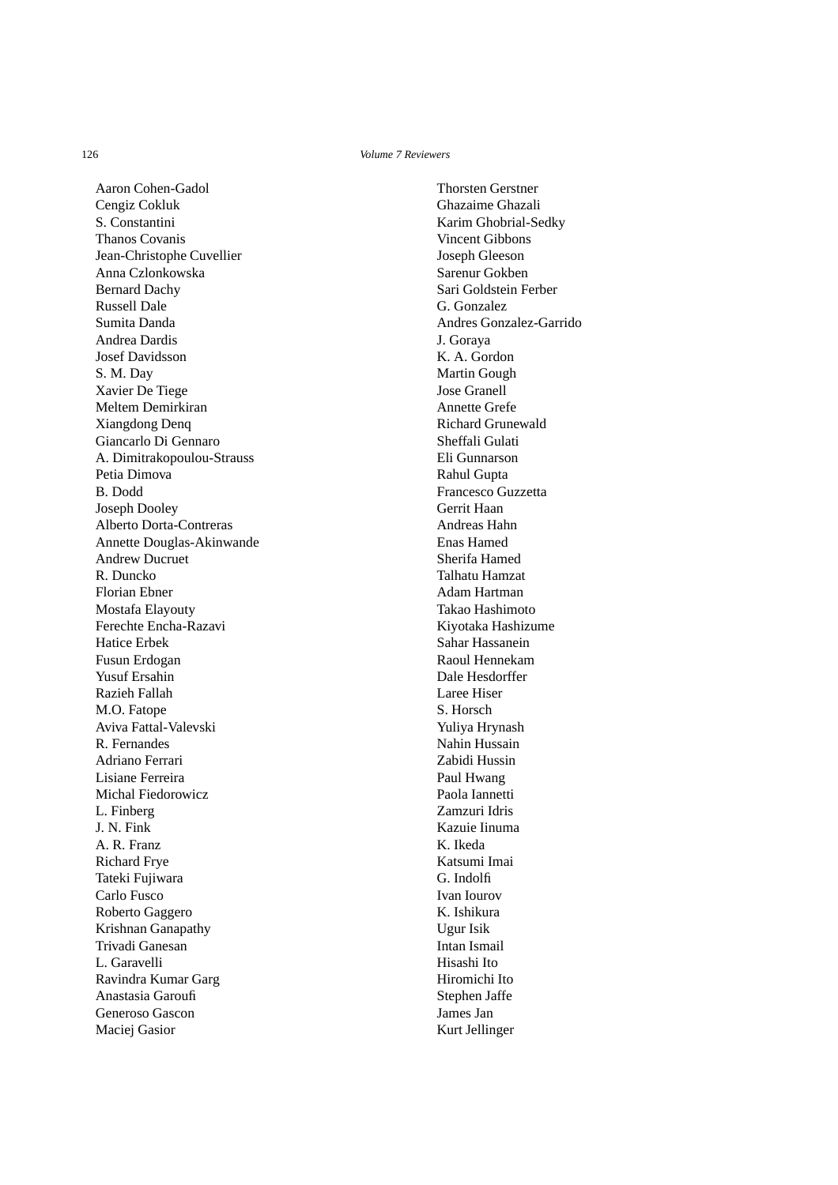Aaron Cohen-Gadol
Cengiz Cokluk
S. Constantini
Thanos Covanis
Jean-Christophe Cuvellier
Anna Czlonkowska
Bernard Dachy
Russell Dale
Sumita Danda
Andrea Dardis
Josef Davidsson
S. M. Day
Xavier De Tiege
Meltem Demirkiran
Xiangdong Denq
Giancarlo Di Gennaro
A. Dimitrakopoulou-Strauss
Petia Dimova
B. Dodd
Joseph Dooley
Alberto Dorta-Contreras
Annette Douglas-Akinwande
Andrew Ducruet
R. Duncko
Florian Ebner
Mostafa Elayouty
Ferechte Encha-Razavi
Hatice Erbek
Fusun Erdogan
Yusuf Ersahin
Razieh Fallah
M.O. Fatope
Aviva Fattal-Valevski
R. Fernandes
Adriano Ferrari
Lisiane Ferreira
Michal Fiedorowicz
L. Finberg
J. N. Fink
A. R. Franz
Richard Frye
Tateki Fujiwara
Carlo Fusco
Roberto Gaggero
Krishnan Ganapathy
Trivadi Ganesan
L. Garavelli
Ravindra Kumar Garg
Anastasia Garoufi
Generoso Gascon
Maciej Gasior
Thorsten Gerstner
Ghazaime Ghazali
Karim Ghobrial-Sedky
Vincent Gibbons
Joseph Gleeson
Sarenur Gokben
Sari Goldstein Ferber
G. Gonzalez
Andres Gonzalez-Garrido
J. Goraya
K. A. Gordon
Martin Gough
Jose Granell
Annette Grefe
Richard Grunewald
Sheffali Gulati
Eli Gunnarson
Rahul Gupta
Francesco Guzzetta
Gerrit Haan
Andreas Hahn
Enas Hamed
Sherifa Hamed
Talhatu Hamzat
Adam Hartman
Takao Hashimoto
Kiyotaka Hashizume
Sahar Hassanein
Raoul Hennekam
Dale Hesdorffer
Laree Hiser
S. Horsch
Yuliya Hrynash
Nahin Hussain
Zabidi Hussin
Paul Hwang
Paola Iannetti
Zamzuri Idris
Kazuie Iinuma
K. Ikeda
Katsumi Imai
G. Indolfi
Ivan Iourov
K. Ishikura
Ugur Isik
Intan Ismail
Hisashi Ito
Hiromichi Ito
Stephen Jaffe
James Jan
Kurt Jellinger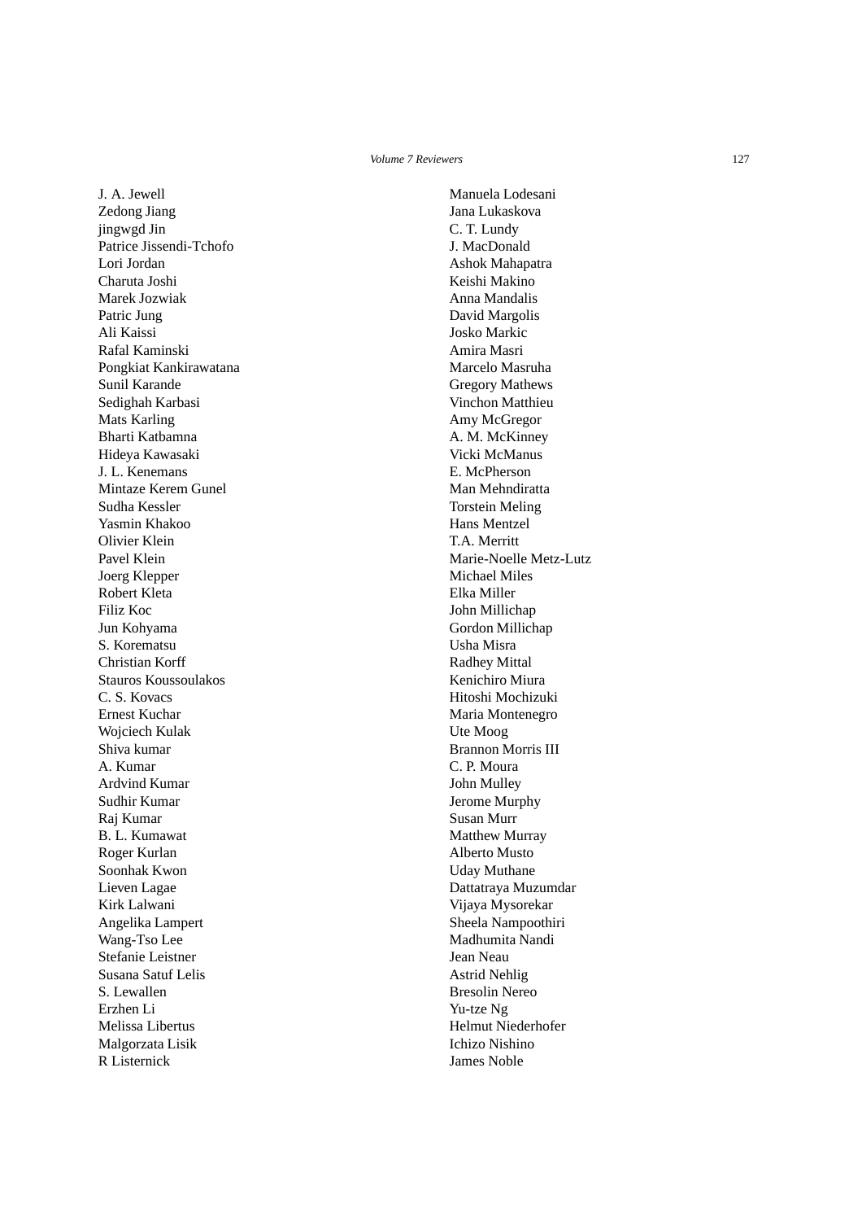J. A. Jewell
Zedong Jiang
jingwgd Jin
Patrice Jissendi-Tchofo
Lori Jordan
Charuta Joshi
Marek Jozwiak
Patric Jung
Ali Kaissi
Rafal Kaminski
Pongkiat Kankirawatana
Sunil Karande
Sedighah Karbasi
Mats Karling
Bharti Katbamna
Hideya Kawasaki
J. L. Kenemans
Mintaze Kerem Gunel
Sudha Kessler
Yasmin Khakoo
Olivier Klein
Pavel Klein
Joerg Klepper
Robert Kleta
Filiz Koc
Jun Kohyama
S. Korematsu
Christian Korff
Stauros Koussoulakos
C. S. Kovacs
Ernest Kuchar
Wojciech Kulak
Shiva kumar
A. Kumar
Ardvind Kumar
Sudhir Kumar
Raj Kumar
B. L. Kumawat
Roger Kurlan
Soonhak Kwon
Lieven Lagae
Kirk Lalwani
Angelika Lampert
Wang-Tso Lee
Stefanie Leistner
Susana Satuf Lelis
S. Lewallen
Erzhen Li
Melissa Libertus
Malgorzata Lisik
R Listernick
Manuela Lodesani
Jana Lukaskova
C. T. Lundy
J. MacDonald
Ashok Mahapatra
Keishi Makino
Anna Mandalis
David Margolis
Josko Markic
Amira Masri
Marcelo Masruha
Gregory Mathews
Vinchon Matthieu
Amy McGregor
A. M. McKinney
Vicki McManus
E. McPherson
Man Mehndiratta
Torstein Meling
Hans Mentzel
T.A. Merritt
Marie-Noelle Metz-Lutz
Michael Miles
Elka Miller
John Millichap
Gordon Millichap
Usha Misra
Radhey Mittal
Kenichiro Miura
Hitoshi Mochizuki
Maria Montenegro
Ute Moog
Brannon Morris III
C. P. Moura
John Mulley
Jerome Murphy
Susan Murr
Matthew Murray
Alberto Musto
Uday Muthane
Dattatraya Muzumdar
Vijaya Mysorekar
Sheela Nampoothiri
Madhumita Nandi
Jean Neau
Astrid Nehlig
Bresolin Nereo
Yu-tze Ng
Helmut Niederhofer
Ichizo Nishino
James Noble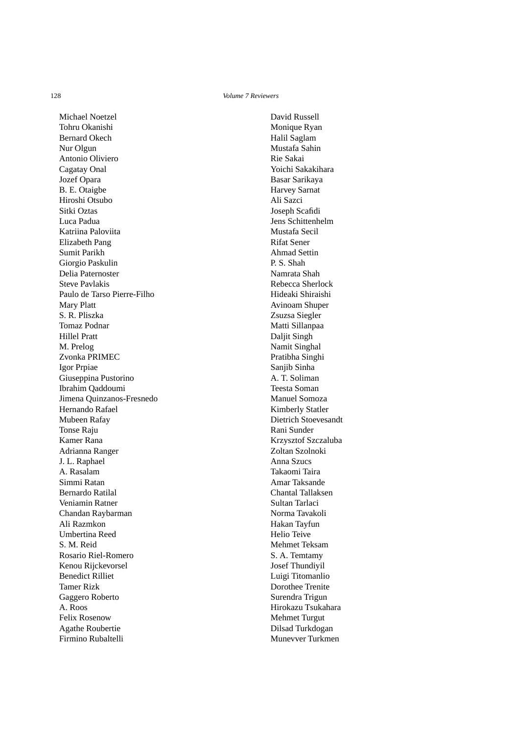Michael Noetzel
Tohru Okanishi
Bernard Okech
Nur Olgun
Antonio Oliviero
Cagatay Onal
Jozef Opara
B. E. Otaigbe
Hiroshi Otsubo
Sitki Oztas
Luca Padua
Katriina Paloviita
Elizabeth Pang
Sumit Parikh
Giorgio Paskulin
Delia Paternoster
Steve Pavlakis
Paulo de Tarso Pierre-Filho
Mary Platt
S. R. Pliszka
Tomaz Podnar
Hillel Pratt
M. Prelog
Zvonka PRIMEC
Igor Prpiae
Giuseppina Pustorino
Ibrahim Qaddoumi
Jimena Quinzanos-Fresnedo
Hernando Rafael
Mubeen Rafay
Tonse Raju
Kamer Rana
Adrianna Ranger
J. L. Raphael
A. Rasalam
Simmi Ratan
Bernardo Ratilal
Veniamin Ratner
Chandan Raybarman
Ali Razmkon
Umbertina Reed
S. M. Reid
Rosario Riel-Romero
Kenou Rijckevorsel
Benedict Rilliet
Tamer Rizk
Gaggero Roberto
A. Roos
Felix Rosenow
Agathe Roubertie
Firmino Rubaltelli
David Russell
Monique Ryan
Halil Saglam
Mustafa Sahin
Rie Sakai
Yoichi Sakakihara
Basar Sarikaya
Harvey Sarnat
Ali Sazci
Joseph Scafidi
Jens Schittenhelm
Mustafa Secil
Rifat Sener
Ahmad Settin
P. S. Shah
Namrata Shah
Rebecca Sherlock
Hideaki Shiraishi
Avinoam Shuper
Zsuzsa Siegler
Matti Sillanpaa
Daljit Singh
Namit Singhal
Pratibha Singhi
Sanjib Sinha
A. T. Soliman
Teesta Soman
Manuel Somoza
Kimberly Statler
Dietrich Stoevesandt
Rani Sunder
Krzysztof Szczaluba
Zoltan Szolnoki
Anna Szucs
Takaomi Taira
Amar Taksande
Chantal Tallaksen
Sultan Tarlaci
Norma Tavakoli
Hakan Tayfun
Helio Teive
Mehmet Teksam
S. A. Temtamy
Josef Thundiyil
Luigi Titomanlio
Dorothee Trenite
Surendra Trigun
Hirokazu Tsukahara
Mehmet Turgut
Dilsad Turkdogan
Munevver Turkmen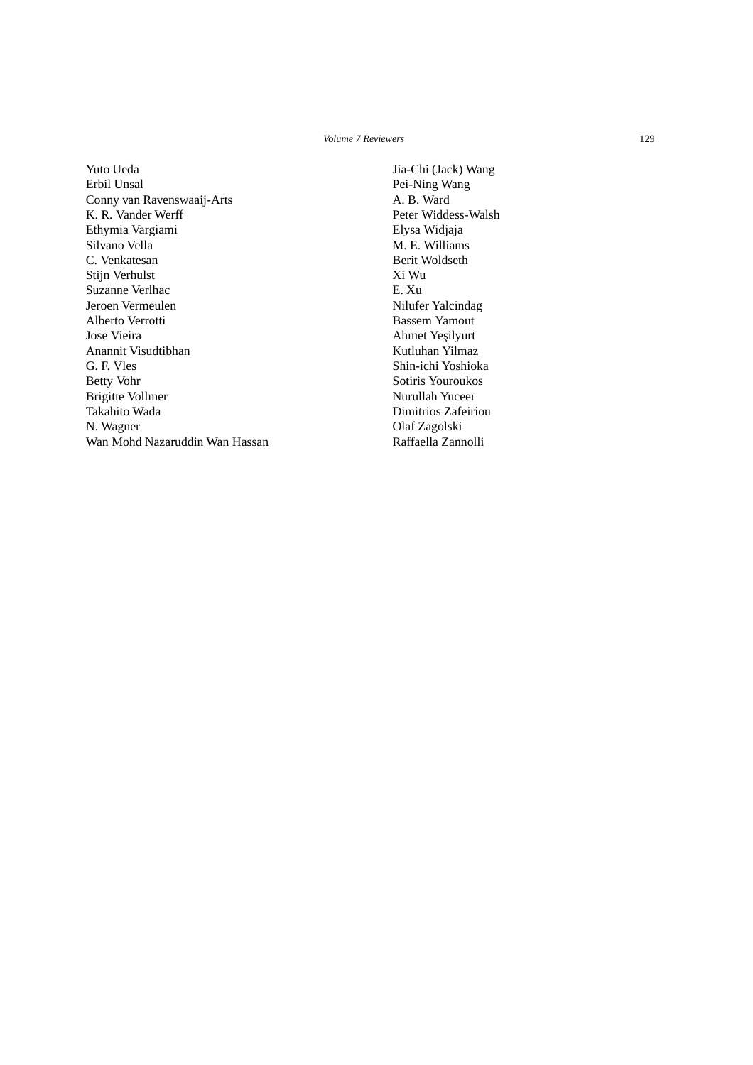Yuto Ueda
Erbil Unsal
Conny van Ravenswaaij-Arts
K. R. Vander Werff
Ethymia Vargiami
Silvano Vella
C. Venkatesan
Stijn Verhulst
Suzanne Verlhac
Jeroen Vermeulen
Alberto Verrotti
Jose Vieira
Anannit Visudtibhan
G. F. Vles
Betty Vohr
Brigitte Vollmer
Takahito Wada
N. Wagner
Wan Mohd Nazaruddin Wan Hassan
Jia-Chi (Jack) Wang
Pei-Ning Wang
A. B. Ward
Peter Widdess-Walsh
Elysa Widjaja
M. E. Williams
Berit Woldseth
Xi Wu
E. Xu
Nilufer Yalcindag
Bassem Yamout
Ahmet Yeşilyurt
Kutluhan Yilmaz
Shin-ichi Yoshioka
Sotiris Youroukos
Nurullah Yuceer
Dimitrios Zafeiriou
Olaf Zagolski
Raffaella Zannolli